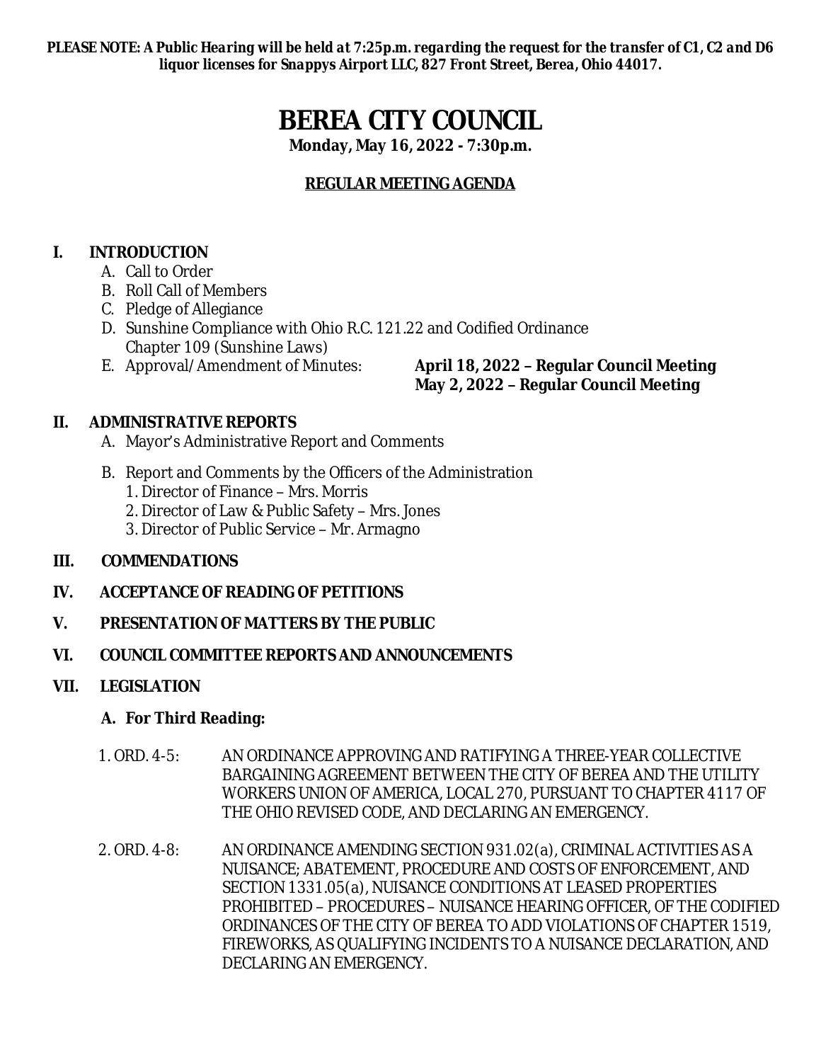***PLEASE NOTE: A Public Hearing will be held at 7:25p.m. regarding the request for the transfer of C1, C2 and D6 liquor licenses for Snappys Airport LLC, 827 Front Street, Berea, Ohio 44017.***

# BEREA CITY COUNCIL

**Monday, May 16, 2022 - 7:30p.m.**

**REGULAR MEETING AGENDA**

## I. INTRODUCTION

A. Call to Order
B. Roll Call of Members
C. Pledge of Allegiance
D. Sunshine Compliance with Ohio R.C. 121.22 and Codified Ordinance Chapter 109 (Sunshine Laws)
E. Approval/Amendment of Minutes: **April 18, 2022 – Regular Council Meeting**
**May 2, 2022 – Regular Council Meeting**

## II. ADMINISTRATIVE REPORTS

A. Mayor's Administrative Report and Comments

B. Report and Comments by the Officers of the Administration
1. Director of Finance – Mrs. Morris
2. Director of Law & Public Safety – Mrs. Jones
3. Director of Public Service – Mr. Armagno

## III. COMMENDATIONS

## IV. ACCEPTANCE OF READING OF PETITIONS

## V. PRESENTATION OF MATTERS BY THE PUBLIC

## VI. COUNCIL COMMITTEE REPORTS AND ANNOUNCEMENTS

## VII. LEGISLATION

### A. For Third Reading:

1. ORD. 4-5: AN ORDINANCE APPROVING AND RATIFYING A THREE-YEAR COLLECTIVE BARGAINING AGREEMENT BETWEEN THE CITY OF BEREA AND THE UTILITY WORKERS UNION OF AMERICA, LOCAL 270, PURSUANT TO CHAPTER 4117 OF THE OHIO REVISED CODE, AND DECLARING AN EMERGENCY.

2. ORD. 4-8: AN ORDINANCE AMENDING SECTION 931.02(a), CRIMINAL ACTIVITIES AS A NUISANCE; ABATEMENT, PROCEDURE AND COSTS OF ENFORCEMENT, AND SECTION 1331.05(a), NUISANCE CONDITIONS AT LEASED PROPERTIES PROHIBITED – PROCEDURES – NUISANCE HEARING OFFICER, OF THE CODIFIED ORDINANCES OF THE CITY OF BEREA TO ADD VIOLATIONS OF CHAPTER 1519, FIREWORKS, AS QUALIFYING INCIDENTS TO A NUISANCE DECLARATION, AND DECLARING AN EMERGENCY.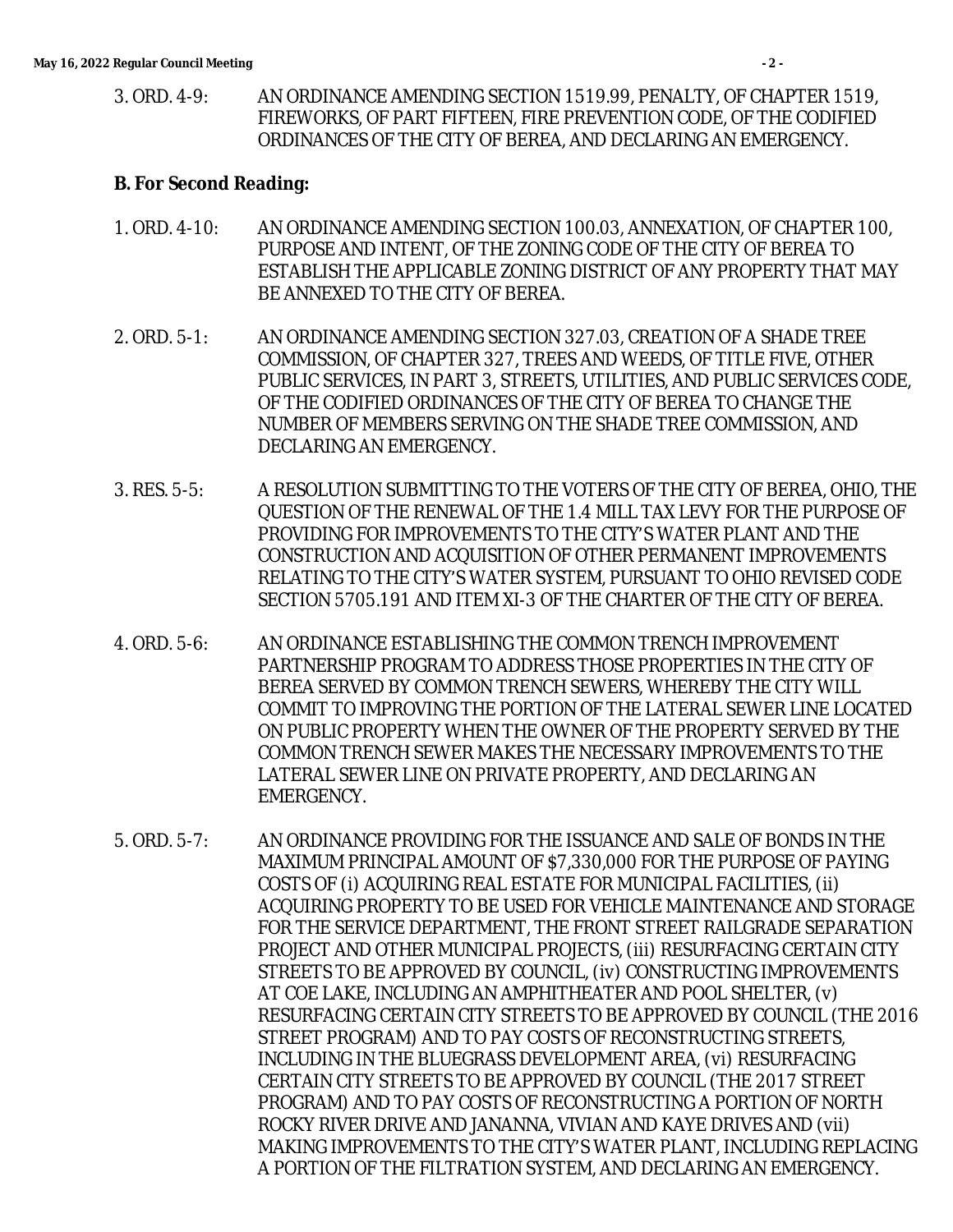3. ORD. 4-9: AN ORDINANCE AMENDING SECTION 1519.99, PENALTY, OF CHAPTER 1519, FIREWORKS, OF PART FIFTEEN, FIRE PREVENTION CODE, OF THE CODIFIED ORDINANCES OF THE CITY OF BEREA, AND DECLARING AN EMERGENCY.

**B. For Second Reading:**

1. ORD. 4-10: AN ORDINANCE AMENDING SECTION 100.03, ANNEXATION, OF CHAPTER 100, PURPOSE AND INTENT, OF THE ZONING CODE OF THE CITY OF BEREA TO ESTABLISH THE APPLICABLE ZONING DISTRICT OF ANY PROPERTY THAT MAY BE ANNEXED TO THE CITY OF BEREA.

2. ORD. 5-1: AN ORDINANCE AMENDING SECTION 327.03, CREATION OF A SHADE TREE COMMISSION, OF CHAPTER 327, TREES AND WEEDS, OF TITLE FIVE, OTHER PUBLIC SERVICES, IN PART 3, STREETS, UTILITIES, AND PUBLIC SERVICES CODE, OF THE CODIFIED ORDINANCES OF THE CITY OF BEREA TO CHANGE THE NUMBER OF MEMBERS SERVING ON THE SHADE TREE COMMISSION, AND DECLARING AN EMERGENCY.

3. RES. 5-5: A RESOLUTION SUBMITTING TO THE VOTERS OF THE CITY OF BEREA, OHIO, THE QUESTION OF THE RENEWAL OF THE 1.4 MILL TAX LEVY FOR THE PURPOSE OF PROVIDING FOR IMPROVEMENTS TO THE CITY'S WATER PLANT AND THE CONSTRUCTION AND ACQUISITION OF OTHER PERMANENT IMPROVEMENTS RELATING TO THE CITY'S WATER SYSTEM, PURSUANT TO OHIO REVISED CODE SECTION 5705.191 AND ITEM XI-3 OF THE CHARTER OF THE CITY OF BEREA.

4. ORD. 5-6: AN ORDINANCE ESTABLISHING THE COMMON TRENCH IMPROVEMENT PARTNERSHIP PROGRAM TO ADDRESS THOSE PROPERTIES IN THE CITY OF BEREA SERVED BY COMMON TRENCH SEWERS, WHEREBY THE CITY WILL COMMIT TO IMPROVING THE PORTION OF THE LATERAL SEWER LINE LOCATED ON PUBLIC PROPERTY WHEN THE OWNER OF THE PROPERTY SERVED BY THE COMMON TRENCH SEWER MAKES THE NECESSARY IMPROVEMENTS TO THE LATERAL SEWER LINE ON PRIVATE PROPERTY, AND DECLARING AN EMERGENCY.

5. ORD. 5-7: AN ORDINANCE PROVIDING FOR THE ISSUANCE AND SALE OF BONDS IN THE MAXIMUM PRINCIPAL AMOUNT OF $7,330,000 FOR THE PURPOSE OF PAYING COSTS OF (i) ACQUIRING REAL ESTATE FOR MUNICIPAL FACILITIES, (ii) ACQUIRING PROPERTY TO BE USED FOR VEHICLE MAINTENANCE AND STORAGE FOR THE SERVICE DEPARTMENT, THE FRONT STREET RAILGRADE SEPARATION PROJECT AND OTHER MUNICIPAL PROJECTS, (iii) RESURFACING CERTAIN CITY STREETS TO BE APPROVED BY COUNCIL, (iv) CONSTRUCTING IMPROVEMENTS AT COE LAKE, INCLUDING AN AMPHITHEATER AND POOL SHELTER, (v) RESURFACING CERTAIN CITY STREETS TO BE APPROVED BY COUNCIL (THE 2016 STREET PROGRAM) AND TO PAY COSTS OF RECONSTRUCTING STREETS, INCLUDING IN THE BLUEGRASS DEVELOPMENT AREA, (vi) RESURFACING CERTAIN CITY STREETS TO BE APPROVED BY COUNCIL (THE 2017 STREET PROGRAM) AND TO PAY COSTS OF RECONSTRUCTING A PORTION OF NORTH ROCKY RIVER DRIVE AND JANANNA, VIVIAN AND KAYE DRIVES AND (vii) MAKING IMPROVEMENTS TO THE CITY'S WATER PLANT, INCLUDING REPLACING A PORTION OF THE FILTRATION SYSTEM, AND DECLARING AN EMERGENCY.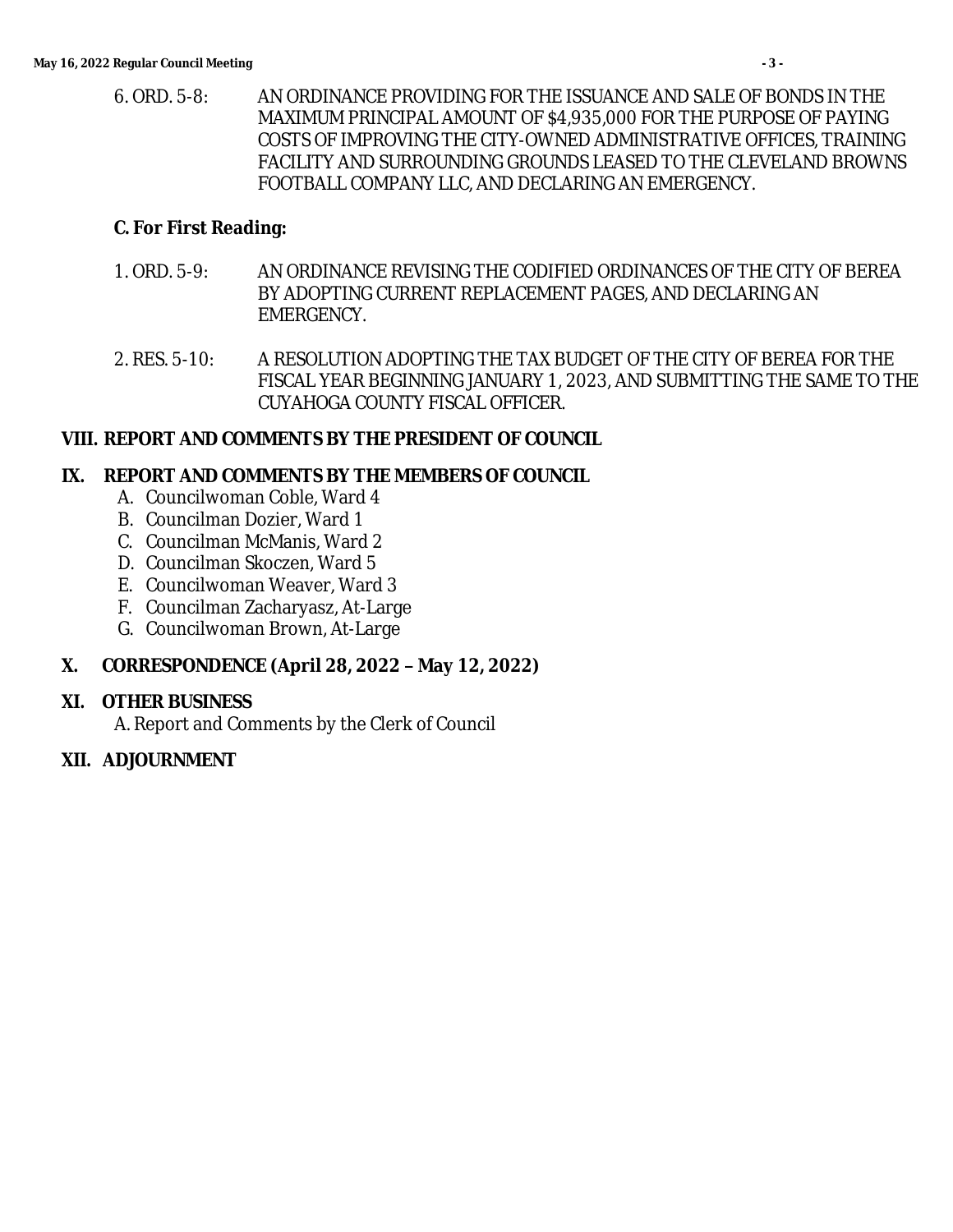6. ORD. 5-8: AN ORDINANCE PROVIDING FOR THE ISSUANCE AND SALE OF BONDS IN THE MAXIMUM PRINCIPAL AMOUNT OF $4,935,000 FOR THE PURPOSE OF PAYING COSTS OF IMPROVING THE CITY-OWNED ADMINISTRATIVE OFFICES, TRAINING FACILITY AND SURROUNDING GROUNDS LEASED TO THE CLEVELAND BROWNS FOOTBALL COMPANY LLC, AND DECLARING AN EMERGENCY.

**C. For First Reading:**

1. ORD. 5-9: AN ORDINANCE REVISING THE CODIFIED ORDINANCES OF THE CITY OF BEREA BY ADOPTING CURRENT REPLACEMENT PAGES, AND DECLARING AN EMERGENCY.

2. RES. 5-10: A RESOLUTION ADOPTING THE TAX BUDGET OF THE CITY OF BEREA FOR THE FISCAL YEAR BEGINNING JANUARY 1, 2023, AND SUBMITTING THE SAME TO THE CUYAHOGA COUNTY FISCAL OFFICER.

**VIII. REPORT AND COMMENTS BY THE PRESIDENT OF COUNCIL**

**IX. REPORT AND COMMENTS BY THE MEMBERS OF COUNCIL**

A. Councilwoman Coble, Ward 4
B. Councilman Dozier, Ward 1
C. Councilman McManis, Ward 2
D. Councilman Skoczen, Ward 5
E. Councilwoman Weaver, Ward 3
F. Councilman Zacharyasz, At-Large
G. Councilwoman Brown, At-Large

**X. CORRESPONDENCE (April 28, 2022 – May 12, 2022)**

**XI. OTHER BUSINESS**

A. Report and Comments by the Clerk of Council

**XII. ADJOURNMENT**